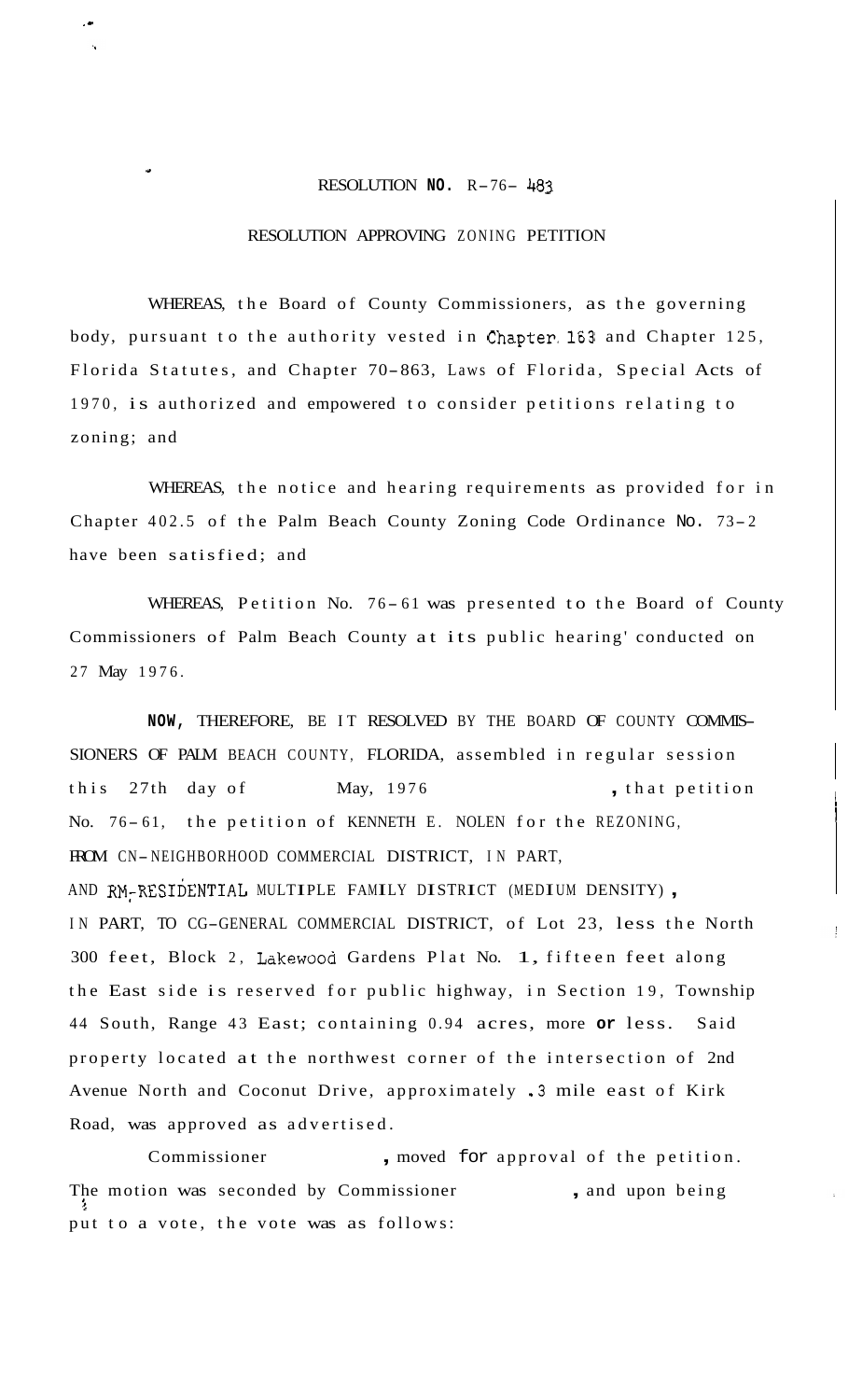RESOLUTION NO. R-76- 483

RESOLUTION APPROVING ZONING PETITION

WHEREAS, the Board of County Commissioners, as the governing body, pursuant to the authority vested in Chapter 163 and Chapter 125, Florida Statutes, and Chapter 70-863, Laws of Florida, Special Acts of 1970, is authorized and empowered to consider petitions relating to zoning; and

WHEREAS, the notice and hearing requirements as provided for in Chapter 402.5 of the Palm Beach County Zoning Code Ordinance No. 73-2 have been satisfied; and

WHEREAS, Petition No. 76-61 was presented to the Board of County Commissioners of Palm Beach County at its public hearing' conducted on 27 May 1976.

NOW, THEREFORE, BE IT RESOLVED BY THE BOARD OF COUNTY COMMISSIONERS OF PALM BEACH COUNTY, FLORIDA, assembled in regular session this 27th day of May, 1976, that petition No. 76-61, the petition of KENNETH E. NOLEN for the REZONING, FROM CN-NEIGHBORHOOD COMMERCIAL DISTRICT, IN PART, AND RM-RESIDENTIAL MULTIPLE FAMILY DISTRICT (MEDIUM DENSITY), IN PART, TO CG-GENERAL COMMERCIAL DISTRICT, of Lot 23, less the North 300 feet, Block 2, Lakewood Gardens Plat No. 1, fifteen feet along the East side is reserved for public highway, in Section 19, Township 44 South, Range 43 East; containing 0.94 acres, more or less. Said property located at the northwest corner of the intersection of 2nd Avenue North and Coconut Drive, approximately .3 mile east of Kirk Road, was approved as advertised.

Commissioner , moved for approval of the petition. The motion was seconded by Commissioner , and upon being put to a vote, the vote was as follows: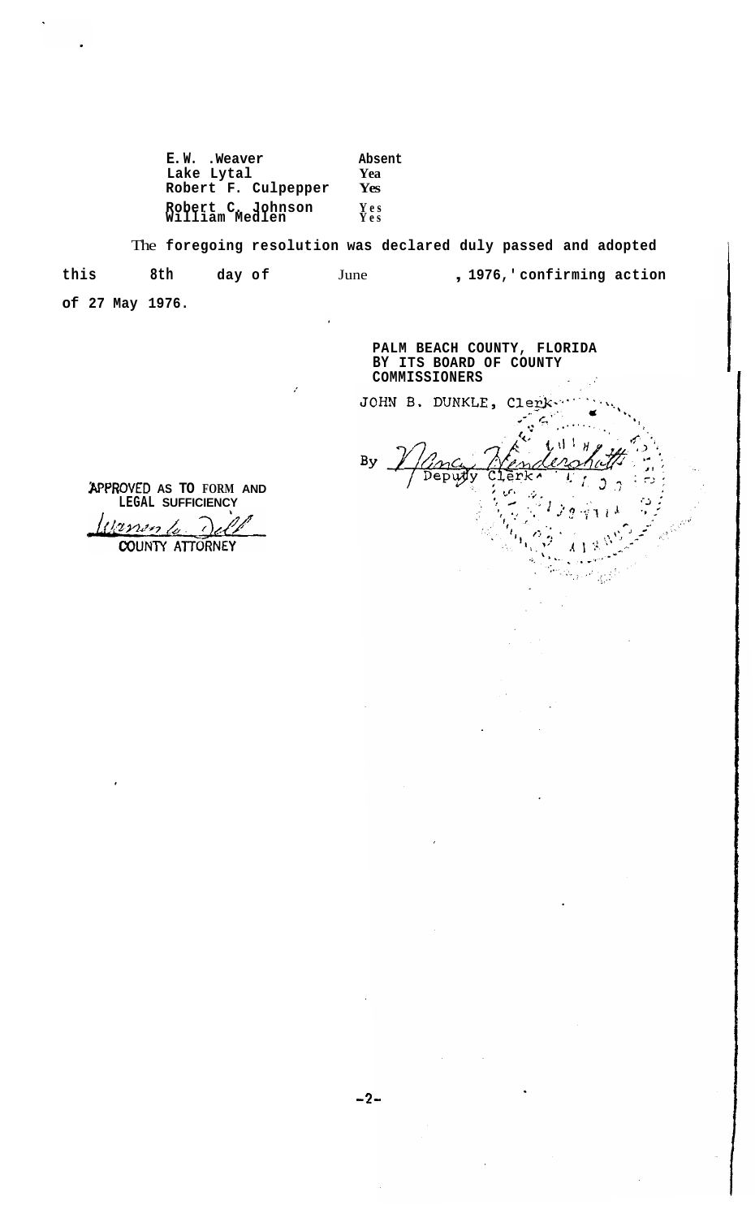| | |
|---|---|
| E.W. Weaver | Absent |
| Lake Lytal | Yea |
| Robert F. Culpepper | Yes |
| Robert C. Johnson | Yes |
| William Medlen | Yes |

The foregoing resolution was declared duly passed and adopted this 8th day of June, 1976, confirming action of 27 May 1976.

PALM BEACH COUNTY, FLORIDA
BY ITS BOARD OF COUNTY
COMMISSIONERS

JOHN B. DUNKLE, Clerk

By Nancy Hendershott
Deputy Clerk

APPROVED AS TO FORM AND
LEGAL SUFFICIENCY

COUNTY ATTORNEY